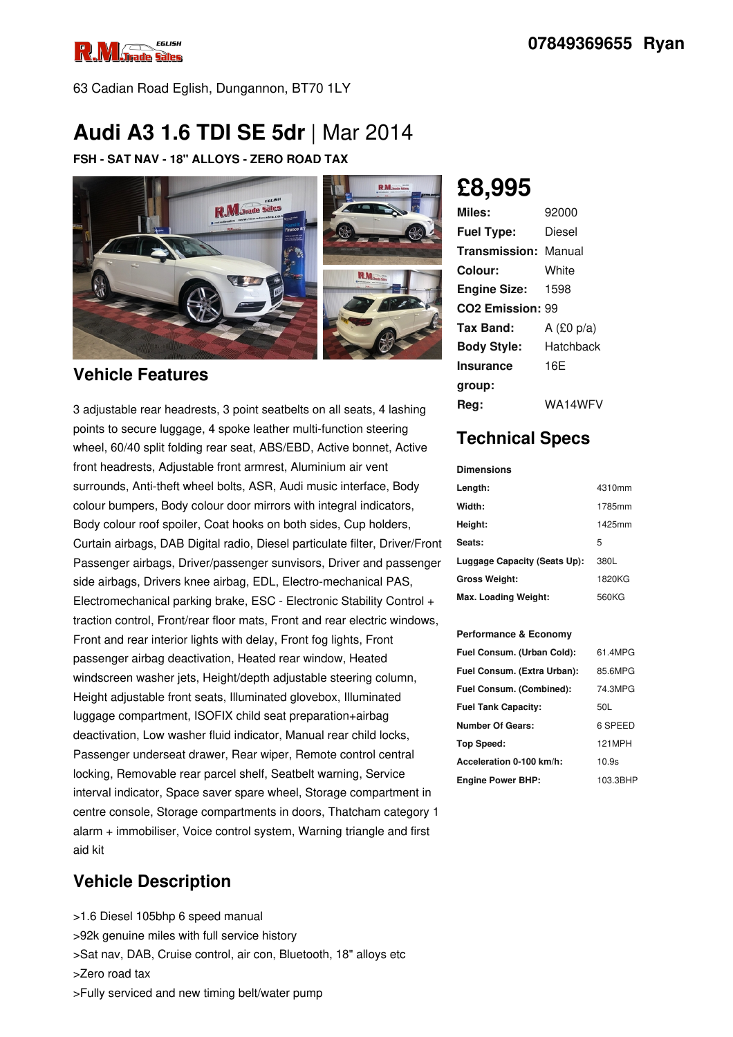07849369655 Ryan

63 Cadian Road Eglish, Dungannon, BT70 1LY

# Audi A3 1.6 TDI SE 5dr | Mar 2014

**FSH - SAT NAV - 18" ALLOYS - ZERO ROAD TAX**

## £8,995

| | |
|---|---|
| **Miles:** | 92000 |
| **Fuel Type:** | Diesel |
| **Transmission:** | Manual |
| **Colour:** | White |
| **Engine Size:** | 1598 |
| **CO2 Emission:** | 99 |
| **Tax Band:** | A (£0 p/a) |
| **Body Style:** | Hatchback |
| **Insurance group:** | 16E |
| **Reg:** | WA14WFV |

## Vehicle Features

3 adjustable rear headrests, 3 point seatbelts on all seats, 4 lashing points to secure luggage, 4 spoke leather multi-function steering wheel, 60/40 split folding rear seat, ABS/EBD, Active bonnet, Active front headrests, Adjustable front armrest, Aluminium air vent surrounds, Anti-theft wheel bolts, ASR, Audi music interface, Body colour bumpers, Body colour door mirrors with integral indicators, Body colour roof spoiler, Coat hooks on both sides, Cup holders, Curtain airbags, DAB Digital radio, Diesel particulate filter, Driver/Front Passenger airbags, Driver/passenger sunvisors, Driver and passenger side airbags, Drivers knee airbag, EDL, Electro-mechanical PAS, Electromechanical parking brake, ESC - Electronic Stability Control + traction control, Front/rear floor mats, Front and rear electric windows, Front and rear interior lights with delay, Front fog lights, Front passenger airbag deactivation, Heated rear window, Heated windscreen washer jets, Height/depth adjustable steering column, Height adjustable front seats, Illuminated glovebox, Illuminated luggage compartment, ISOFIX child seat preparation+airbag deactivation, Low washer fluid indicator, Manual rear child locks, Passenger underseat drawer, Rear wiper, Remote control central locking, Removable rear parcel shelf, Seatbelt warning, Service interval indicator, Space saver spare wheel, Storage compartment in centre console, Storage compartments in doors, Thatcham category 1 alarm + immobiliser, Voice control system, Warning triangle and first aid kit

## Technical Specs

**Dimensions**

| | |
|---|---|
| **Length:** | 4310mm |
| **Width:** | 1785mm |
| **Height:** | 1425mm |
| **Seats:** | 5 |
| **Luggage Capacity (Seats Up):** | 380L |
| **Gross Weight:** | 1820KG |
| **Max. Loading Weight:** | 560KG |

**Performance & Economy**

| | |
|---|---|
| **Fuel Consum. (Urban Cold):** | 61.4MPG |
| **Fuel Consum. (Extra Urban):** | 85.6MPG |
| **Fuel Consum. (Combined):** | 74.3MPG |
| **Fuel Tank Capacity:** | 50L |
| **Number Of Gears:** | 6 SPEED |
| **Top Speed:** | 121MPH |
| **Acceleration 0-100 km/h:** | 10.9s |
| **Engine Power BHP:** | 103.3BHP |

## Vehicle Description

>1.6 Diesel 105bhp 6 speed manual
>92k genuine miles with full service history
>Sat nav, DAB, Cruise control, air con, Bluetooth, 18" alloys etc
>Zero road tax
>Fully serviced and new timing belt/water pump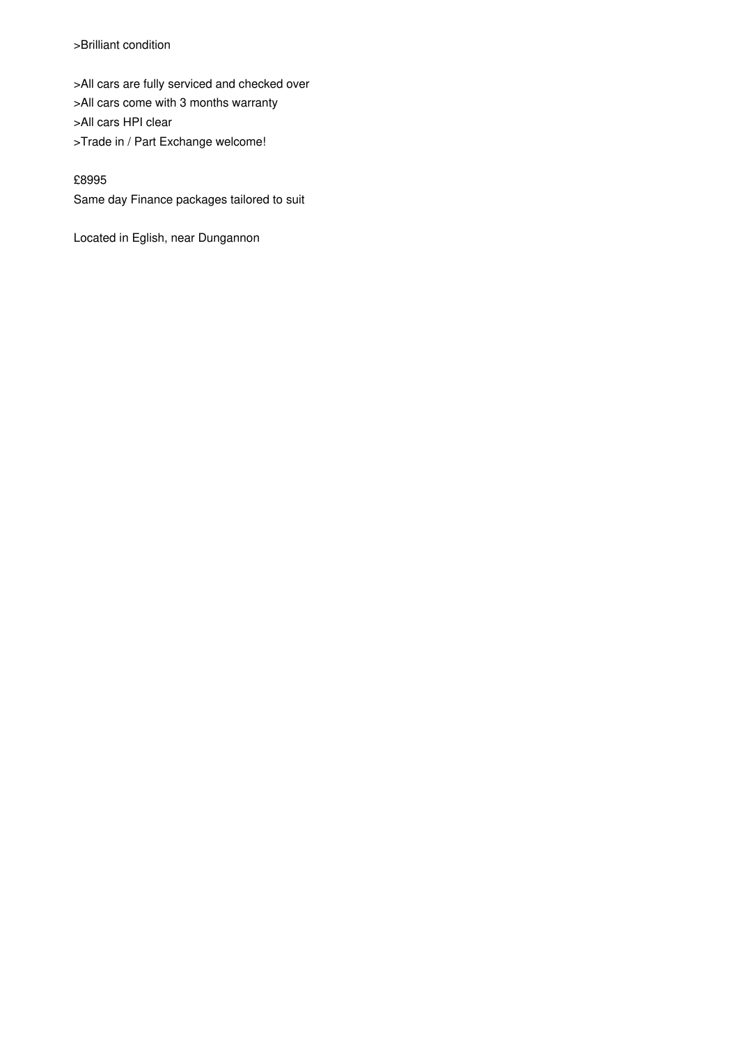>Brilliant condition

>All cars are fully serviced and checked over
>All cars come with 3 months warranty
>All cars HPI clear
>Trade in / Part Exchange welcome!

£8995
Same day Finance packages tailored to suit

Located in Eglish, near Dungannon